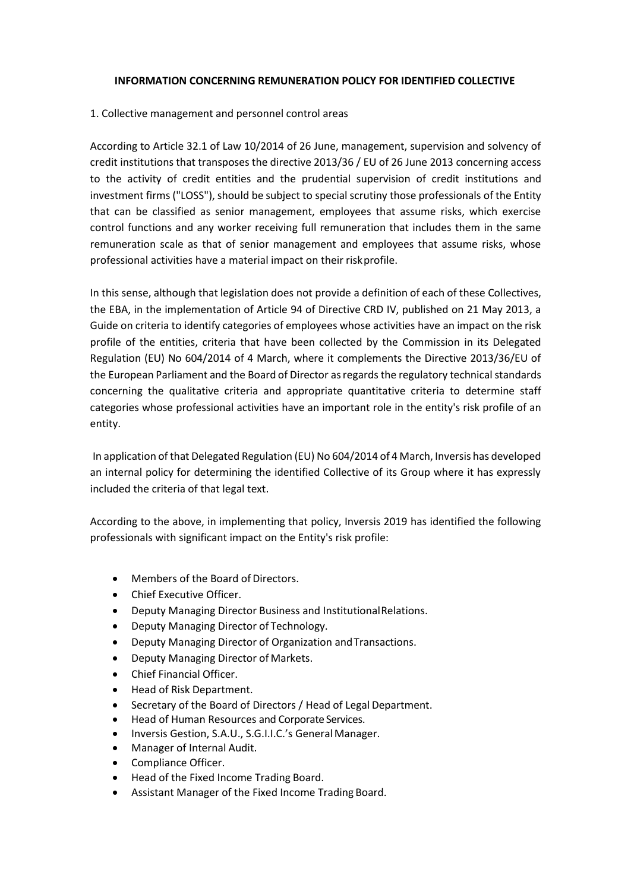**INFORMATION CONCERNING REMUNERATION POLICY FOR IDENTIFIED COLLECTIVE**

1. Collective management and personnel control areas

According to Article 32.1 of Law 10/2014 of 26 June, management, supervision and solvency of credit institutions that transposes the directive 2013/36 / EU of 26 June 2013 concerning access to the activity of credit entities and the prudential supervision of credit institutions and investment firms ("LOSS"), should be subject to special scrutiny those professionals of the Entity that can be classified as senior management, employees that assume risks, which exercise control functions and any worker receiving full remuneration that includes them in the same remuneration scale as that of senior management and employees that assume risks, whose professional activities have a material impact on their risk profile.

In this sense, although that legislation does not provide a definition of each of these Collectives, the EBA, in the implementation of Article 94 of Directive CRD IV, published on 21 May 2013, a Guide on criteria to identify categories of employees whose activities have an impact on the risk profile of the entities, criteria that have been collected by the Commission in its Delegated Regulation (EU) No 604/2014 of 4 March, where it complements the Directive 2013/36/EU of the European Parliament and the Board of Director as regards the regulatory technical standards concerning the qualitative criteria and appropriate quantitative criteria to determine staff categories whose professional activities have an important role in the entity's risk profile of an entity.

In application of that Delegated Regulation (EU) No 604/2014 of 4 March, Inversis has developed an internal policy for determining the identified Collective of its Group where it has expressly included the criteria of that legal text.

According to the above, in implementing that policy, Inversis 2019 has identified the following professionals with significant impact on the Entity's risk profile:

- Members of the Board of Directors.
- Chief Executive Officer.
- Deputy Managing Director Business and Institutional Relations.
- Deputy Managing Director of Technology.
- Deputy Managing Director of Organization and Transactions.
- Deputy Managing Director of Markets.
- Chief Financial Officer.
- Head of Risk Department.
- Secretary of the Board of Directors / Head of Legal Department.
- Head of Human Resources and Corporate Services.
- Inversis Gestion, S.A.U., S.G.I.I.C.'s General Manager.
- Manager of Internal Audit.
- Compliance Officer.
- Head of the Fixed Income Trading Board.
- Assistant Manager of the Fixed Income Trading Board.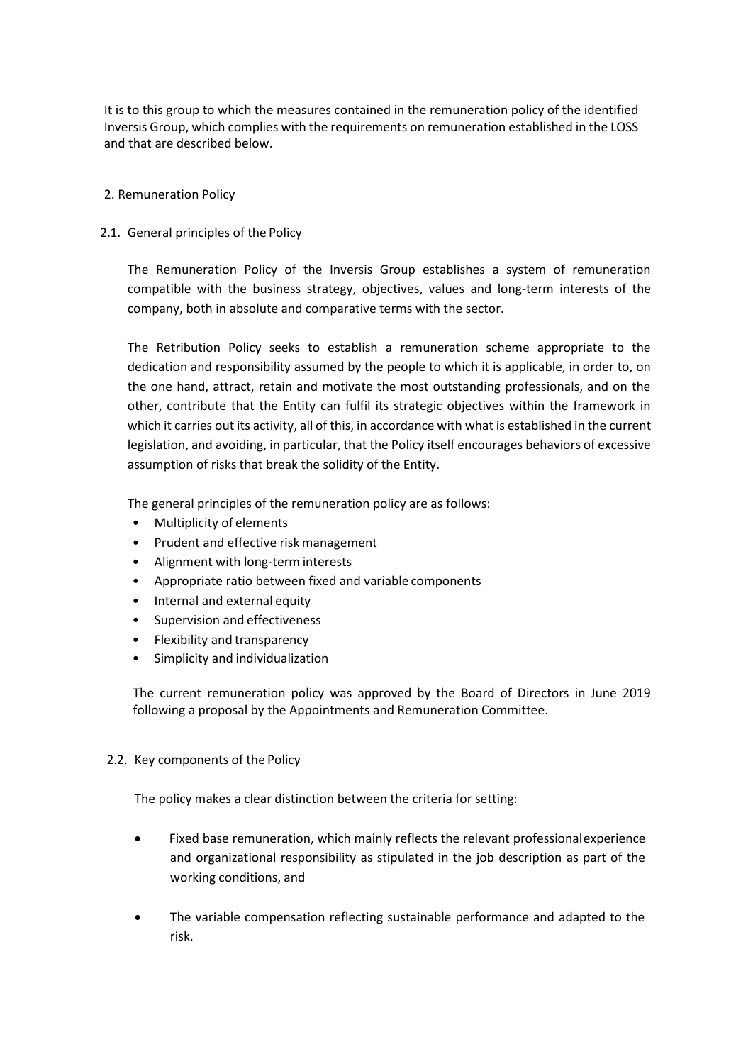It is to this group to which the measures contained in the remuneration policy of the identified Inversis Group, which complies with the requirements on remuneration established in the LOSS and that are described below.

## 2. Remuneration Policy

### 2.1. General principles of the Policy

The Remuneration Policy of the Inversis Group establishes a system of remuneration compatible with the business strategy, objectives, values and long-term interests of the company, both in absolute and comparative terms with the sector.

The Retribution Policy seeks to establish a remuneration scheme appropriate to the dedication and responsibility assumed by the people to which it is applicable, in order to, on the one hand, attract, retain and motivate the most outstanding professionals, and on the other, contribute that the Entity can fulfil its strategic objectives within the framework in which it carries out its activity, all of this, in accordance with what is established in the current legislation, and avoiding, in particular, that the Policy itself encourages behaviors of excessive assumption of risks that break the solidity of the Entity.

The general principles of the remuneration policy are as follows:

- Multiplicity of elements
- Prudent and effective risk management
- Alignment with long-term interests
- Appropriate ratio between fixed and variable components
- Internal and external equity
- Supervision and effectiveness
- Flexibility and transparency
- Simplicity and individualization

The current remuneration policy was approved by the Board of Directors in June 2019 following a proposal by the Appointments and Remuneration Committee.

### 2.2. Key components of the Policy

The policy makes a clear distinction between the criteria for setting:

- Fixed base remuneration, which mainly reflects the relevant professional experience and organizational responsibility as stipulated in the job description as part of the working conditions, and
- The variable compensation reflecting sustainable performance and adapted to the risk.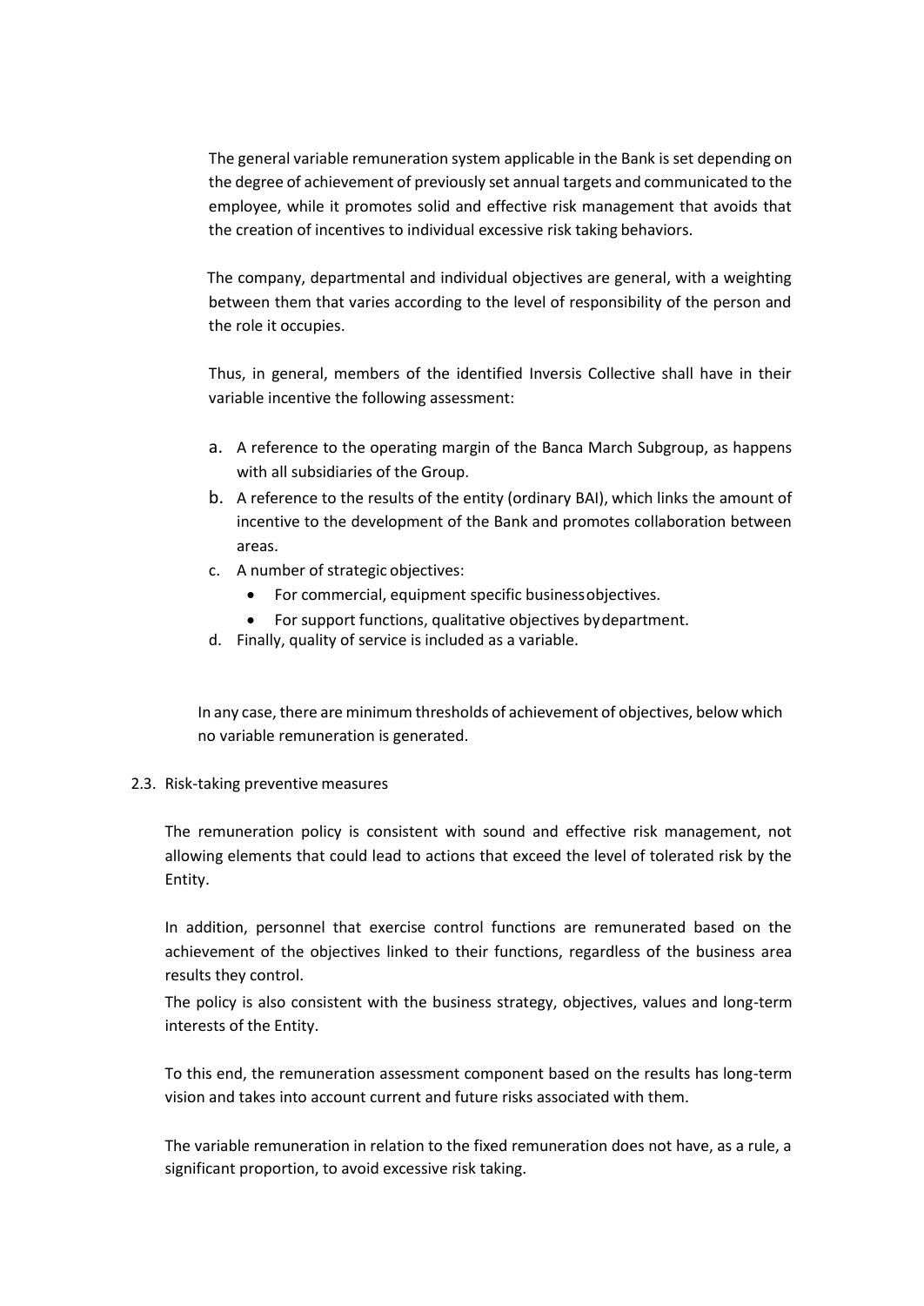The general variable remuneration system applicable in the Bank is set depending on the degree of achievement of previously set annual targets and communicated to the employee, while it promotes solid and effective risk management that avoids that the creation of incentives to individual excessive risk taking behaviors.

The company, departmental and individual objectives are general, with a weighting between them that varies according to the level of responsibility of the person and the role it occupies.

Thus, in general, members of the identified Inversis Collective shall have in their variable incentive the following assessment:

a. A reference to the operating margin of the Banca March Subgroup, as happens with all subsidiaries of the Group.
b. A reference to the results of the entity (ordinary BAI), which links the amount of incentive to the development of the Bank and promotes collaboration between areas.
c. A number of strategic objectives:
    - For commercial, equipment specific business objectives.
    - For support functions, qualitative objectives by department.
d. Finally, quality of service is included as a variable.

In any case, there are minimum thresholds of achievement of objectives, below which no variable remuneration is generated.

### 2.3. Risk-taking preventive measures

The remuneration policy is consistent with sound and effective risk management, not allowing elements that could lead to actions that exceed the level of tolerated risk by the Entity.

In addition, personnel that exercise control functions are remunerated based on the achievement of the objectives linked to their functions, regardless of the business area results they control.

The policy is also consistent with the business strategy, objectives, values and long-term interests of the Entity.

To this end, the remuneration assessment component based on the results has long-term vision and takes into account current and future risks associated with them.

The variable remuneration in relation to the fixed remuneration does not have, as a rule, a significant proportion, to avoid excessive risk taking.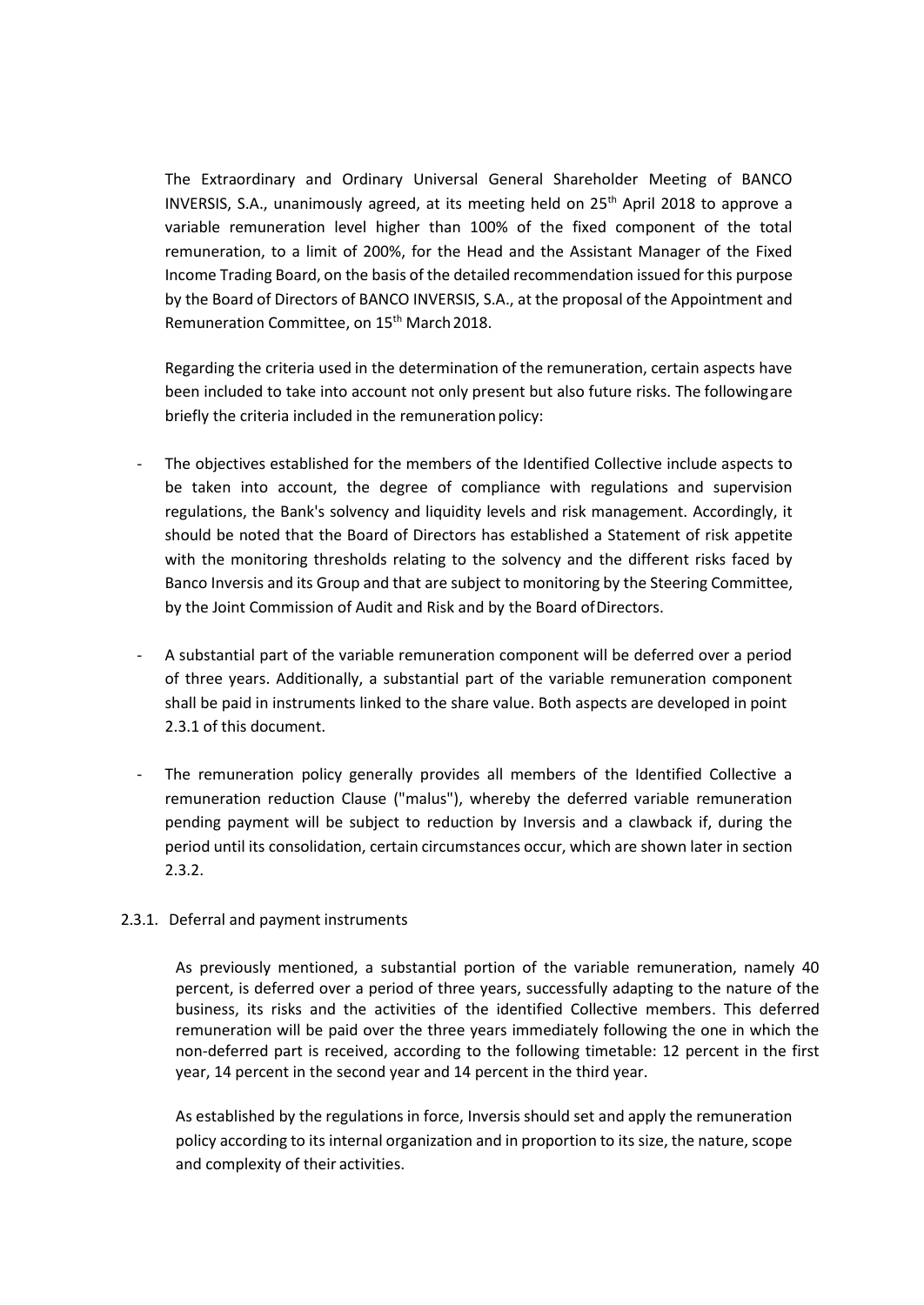The Extraordinary and Ordinary Universal General Shareholder Meeting of BANCO INVERSIS, S.A., unanimously agreed, at its meeting held on 25th April 2018 to approve a variable remuneration level higher than 100% of the fixed component of the total remuneration, to a limit of 200%, for the Head and the Assistant Manager of the Fixed Income Trading Board, on the basis of the detailed recommendation issued for this purpose by the Board of Directors of BANCO INVERSIS, S.A., at the proposal of the Appointment and Remuneration Committee, on 15th March 2018.

Regarding the criteria used in the determination of the remuneration, certain aspects have been included to take into account not only present but also future risks. The following are briefly the criteria included in the remuneration policy:

- The objectives established for the members of the Identified Collective include aspects to be taken into account, the degree of compliance with regulations and supervision regulations, the Bank's solvency and liquidity levels and risk management. Accordingly, it should be noted that the Board of Directors has established a Statement of risk appetite with the monitoring thresholds relating to the solvency and the different risks faced by Banco Inversis and its Group and that are subject to monitoring by the Steering Committee, by the Joint Commission of Audit and Risk and by the Board of Directors.

- A substantial part of the variable remuneration component will be deferred over a period of three years. Additionally, a substantial part of the variable remuneration component shall be paid in instruments linked to the share value. Both aspects are developed in point 2.3.1 of this document.

- The remuneration policy generally provides all members of the Identified Collective a remuneration reduction Clause ("malus"), whereby the deferred variable remuneration pending payment will be subject to reduction by Inversis and a clawback if, during the period until its consolidation, certain circumstances occur, which are shown later in section 2.3.2.

### 2.3.1. Deferral and payment instruments

As previously mentioned, a substantial portion of the variable remuneration, namely 40 percent, is deferred over a period of three years, successfully adapting to the nature of the business, its risks and the activities of the identified Collective members. This deferred remuneration will be paid over the three years immediately following the one in which the non-deferred part is received, according to the following timetable: 12 percent in the first year, 14 percent in the second year and 14 percent in the third year.

As established by the regulations in force, Inversis should set and apply the remuneration policy according to its internal organization and in proportion to its size, the nature, scope and complexity of their activities.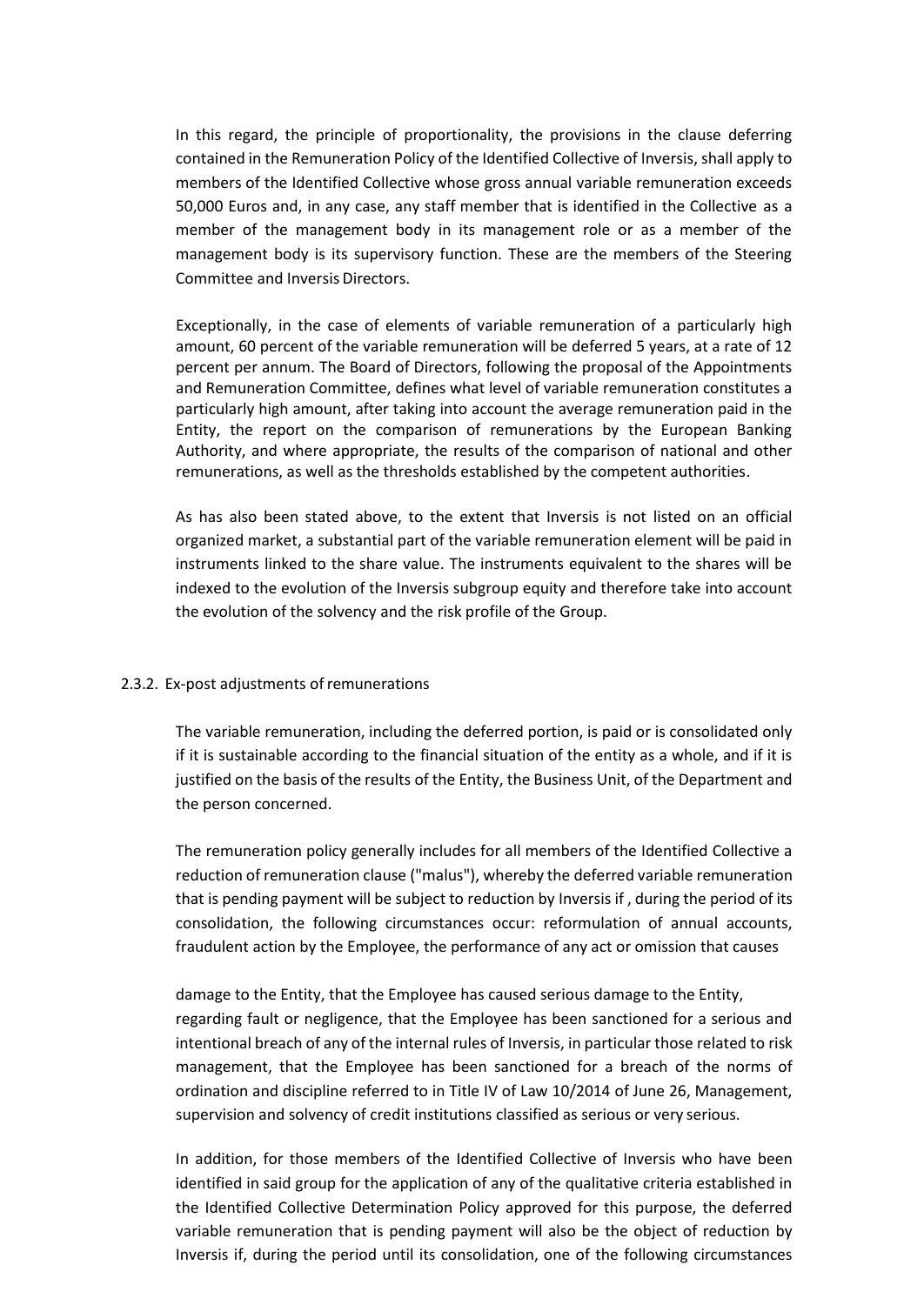In this regard, the principle of proportionality, the provisions in the clause deferring contained in the Remuneration Policy of the Identified Collective of Inversis, shall apply to members of the Identified Collective whose gross annual variable remuneration exceeds 50,000 Euros and, in any case, any staff member that is identified in the Collective as a member of the management body in its management role or as a member of the management body is its supervisory function. These are the members of the Steering Committee and Inversis Directors.

Exceptionally, in the case of elements of variable remuneration of a particularly high amount, 60 percent of the variable remuneration will be deferred 5 years, at a rate of 12 percent per annum. The Board of Directors, following the proposal of the Appointments and Remuneration Committee, defines what level of variable remuneration constitutes a particularly high amount, after taking into account the average remuneration paid in the Entity, the report on the comparison of remunerations by the European Banking Authority, and where appropriate, the results of the comparison of national and other remunerations, as well as the thresholds established by the competent authorities.

As has also been stated above, to the extent that Inversis is not listed on an official organized market, a substantial part of the variable remuneration element will be paid in instruments linked to the share value. The instruments equivalent to the shares will be indexed to the evolution of the Inversis subgroup equity and therefore take into account the evolution of the solvency and the risk profile of the Group.

### 2.3.2. Ex-post adjustments of remunerations

The variable remuneration, including the deferred portion, is paid or is consolidated only if it is sustainable according to the financial situation of the entity as a whole, and if it is justified on the basis of the results of the Entity, the Business Unit, of the Department and the person concerned.

The remuneration policy generally includes for all members of the Identified Collective a reduction of remuneration clause ("malus"), whereby the deferred variable remuneration that is pending payment will be subject to reduction by Inversis if , during the period of its consolidation, the following circumstances occur: reformulation of annual accounts, fraudulent action by the Employee, the performance of any act or omission that causes

damage to the Entity, that the Employee has caused serious damage to the Entity, regarding fault or negligence, that the Employee has been sanctioned for a serious and intentional breach of any of the internal rules of Inversis, in particular those related to risk management, that the Employee has been sanctioned for a breach of the norms of ordination and discipline referred to in Title IV of Law 10/2014 of June 26, Management, supervision and solvency of credit institutions classified as serious or very serious.

In addition, for those members of the Identified Collective of Inversis who have been identified in said group for the application of any of the qualitative criteria established in the Identified Collective Determination Policy approved for this purpose, the deferred variable remuneration that is pending payment will also be the object of reduction by Inversis if, during the period until its consolidation, one of the following circumstances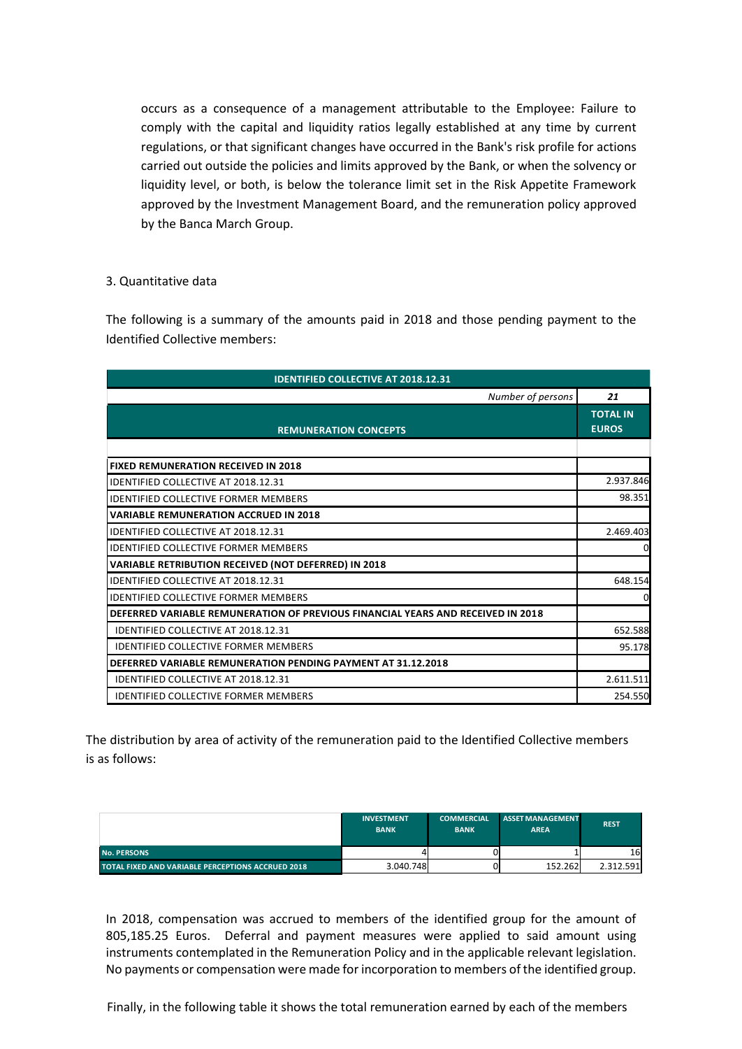occurs as a consequence of a management attributable to the Employee: Failure to comply with the capital and liquidity ratios legally established at any time by current regulations, or that significant changes have occurred in the Bank's risk profile for actions carried out outside the policies and limits approved by the Bank, or when the solvency or liquidity level, or both, is below the tolerance limit set in the Risk Appetite Framework approved by the Investment Management Board, and the remuneration policy approved by the Banca March Group.

3. Quantitative data

The following is a summary of the amounts paid in 2018 and those pending payment to the Identified Collective members:

| IDENTIFIED COLLECTIVE AT 2018.12.31 | |
|---|---|
| *Number of persons* | ***21*** |
| **REMUNERATION CONCEPTS** | **TOTAL IN EUROS** |
| | |
| **FIXED REMUNERATION RECEIVED IN 2018** | |
| IDENTIFIED COLLECTIVE AT 2018.12.31 | 2.937.846 |
| IDENTIFIED COLLECTIVE FORMER MEMBERS | 98.351 |
| **VARIABLE REMUNERATION ACCRUED IN 2018** | |
| IDENTIFIED COLLECTIVE AT 2018.12.31 | 2.469.403 |
| IDENTIFIED COLLECTIVE FORMER MEMBERS | 0 |
| **VARIABLE RETRIBUTION RECEIVED (NOT DEFERRED) IN 2018** | |
| IDENTIFIED COLLECTIVE AT 2018.12.31 | 648.154 |
| IDENTIFIED COLLECTIVE FORMER MEMBERS | 0 |
| **DEFERRED VARIABLE REMUNERATION OF PREVIOUS FINANCIAL YEARS AND RECEIVED IN 2018** | |
| IDENTIFIED COLLECTIVE AT 2018.12.31 | 652.588 |
| IDENTIFIED COLLECTIVE FORMER MEMBERS | 95.178 |
| **DEFERRED VARIABLE REMUNERATION PENDING PAYMENT AT 31.12.2018** | |
| IDENTIFIED COLLECTIVE AT 2018.12.31 | 2.611.511 |
| IDENTIFIED COLLECTIVE FORMER MEMBERS | 254.550 |

The distribution by area of activity of the remuneration paid to the Identified Collective members is as follows:

| | INVESTMENT BANK | COMMERCIAL BANK | ASSET MANAGEMENT AREA | REST |
|---|---|---|---|---|
| **No. PERSONS** | 4 | 0 | 1 | 16 |
| **TOTAL FIXED AND VARIABLE PERCEPTIONS ACCRUED 2018** | 3.040.748 | 0 | 152.262 | 2.312.591 |

In 2018, compensation was accrued to members of the identified group for the amount of 805,185.25 Euros. Deferral and payment measures were applied to said amount using instruments contemplated in the Remuneration Policy and in the applicable relevant legislation. No payments or compensation were made for incorporation to members of the identified group.

Finally, in the following table it shows the total remuneration earned by each of the members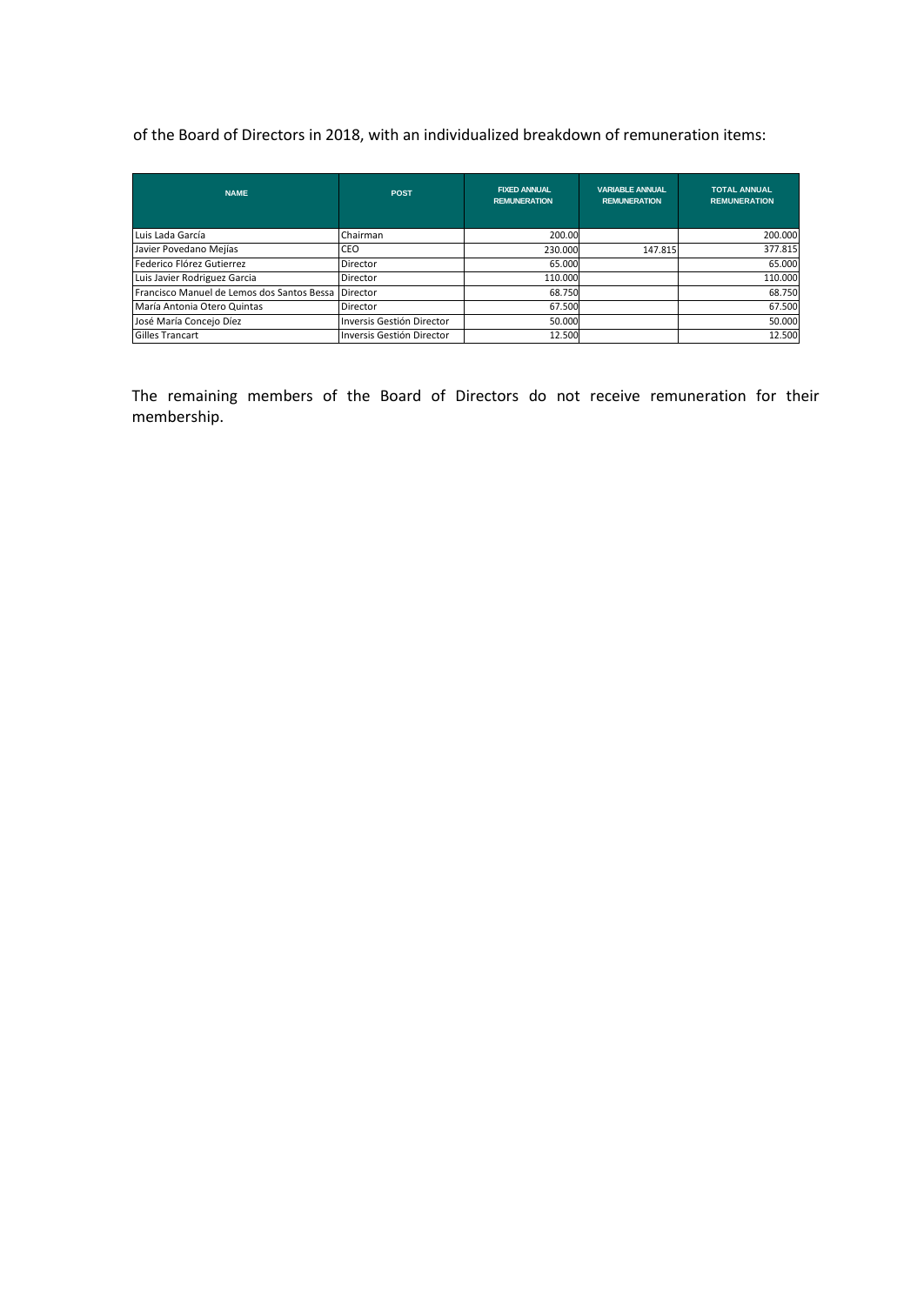of the Board of Directors in 2018, with an individualized breakdown of remuneration items:

| NAME | POST | FIXED ANNUAL REMUNERATION | VARIABLE ANNUAL REMUNERATION | TOTAL ANNUAL REMUNERATION |
|---|---|---|---|---|
| Luis Lada García | Chairman | 200.00 | | 200.000 |
| Javier Povedano Mejías | CEO | 230.000 | 147.815 | 377.815 |
| Federico Flórez Gutierrez | Director | 65.000 | | 65.000 |
| Luis Javier Rodriguez Garcia | Director | 110.000 | | 110.000 |
| Francisco Manuel de Lemos dos Santos Bessa | Director | 68.750 | | 68.750 |
| María Antonia Otero Quintas | Director | 67.500 | | 67.500 |
| José María Concejo Díez | Inversis Gestión Director | 50.000 | | 50.000 |
| Gilles Trancart | Inversis Gestión Director | 12.500 | | 12.500 |

The remaining members of the Board of Directors do not receive remuneration for their membership.